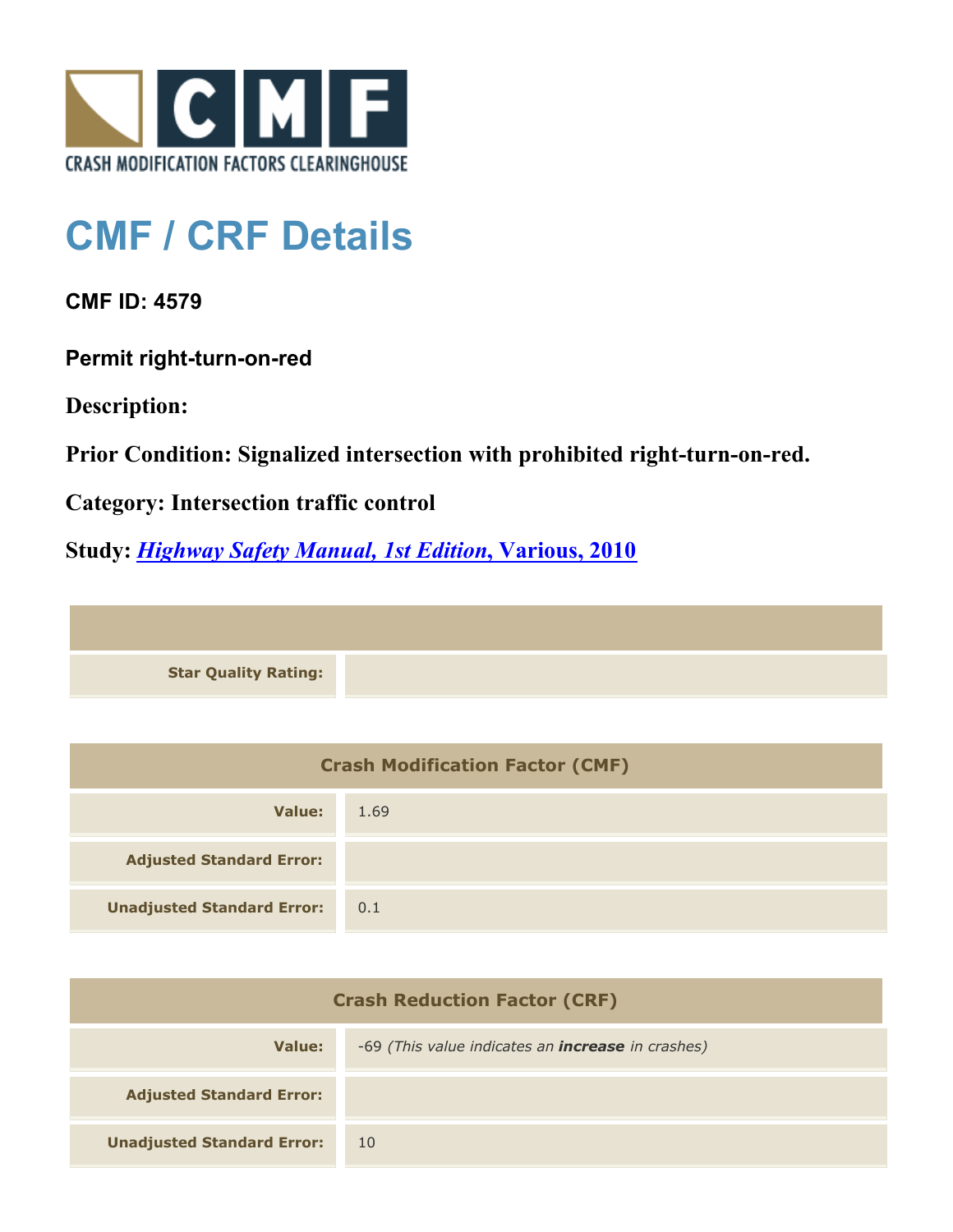CRASH MODIFICATION FACTORS CLEARINGHOUSE

# CMF / CRF Details

**CMF ID: 4579**

**Permit right-turn-on-red**

**Description:**

**Prior Condition: Signalized intersection with prohibited right-turn-on-red.**

**Category: Intersection traffic control**

**Study: *Highway Safety Manual, 1st Edition*, Various, 2010**

| | |
|---|---|
| **Star Quality Rating:** | |

| Crash Modification Factor (CMF) | |
|---|---|
| **Value:** | 1.69 |
| **Adjusted Standard Error:** | |
| **Unadjusted Standard Error:** | 0.1 |

| Crash Reduction Factor (CRF) | |
|---|---|
| **Value:** | -69 *(This value indicates an **increase** in crashes)* |
| **Adjusted Standard Error:** | |
| **Unadjusted Standard Error:** | 10 |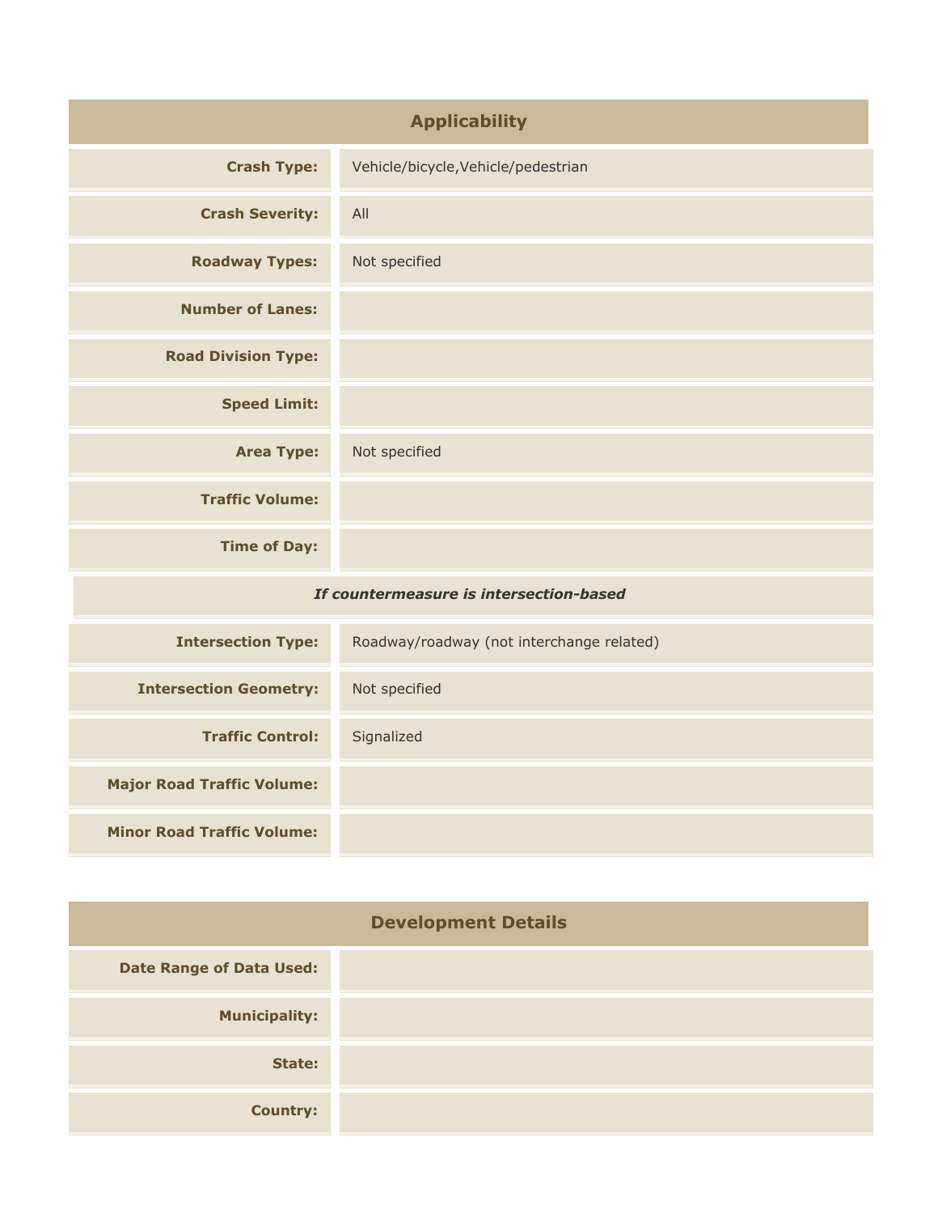## Applicability

| | |
|---|---|
| **Crash Type:** | Vehicle/bicycle,Vehicle/pedestrian |
| **Crash Severity:** | All |
| **Roadway Types:** | Not specified |
| **Number of Lanes:** | |
| **Road Division Type:** | |
| **Speed Limit:** | |
| **Area Type:** | Not specified |
| **Traffic Volume:** | |
| **Time of Day:** | |
| ***If countermeasure is intersection-based*** | |
| **Intersection Type:** | Roadway/roadway (not interchange related) |
| **Intersection Geometry:** | Not specified |
| **Traffic Control:** | Signalized |
| **Major Road Traffic Volume:** | |
| **Minor Road Traffic Volume:** | |

## Development Details

| | |
|---|---|
| **Date Range of Data Used:** | |
| **Municipality:** | |
| **State:** | |
| **Country:** | |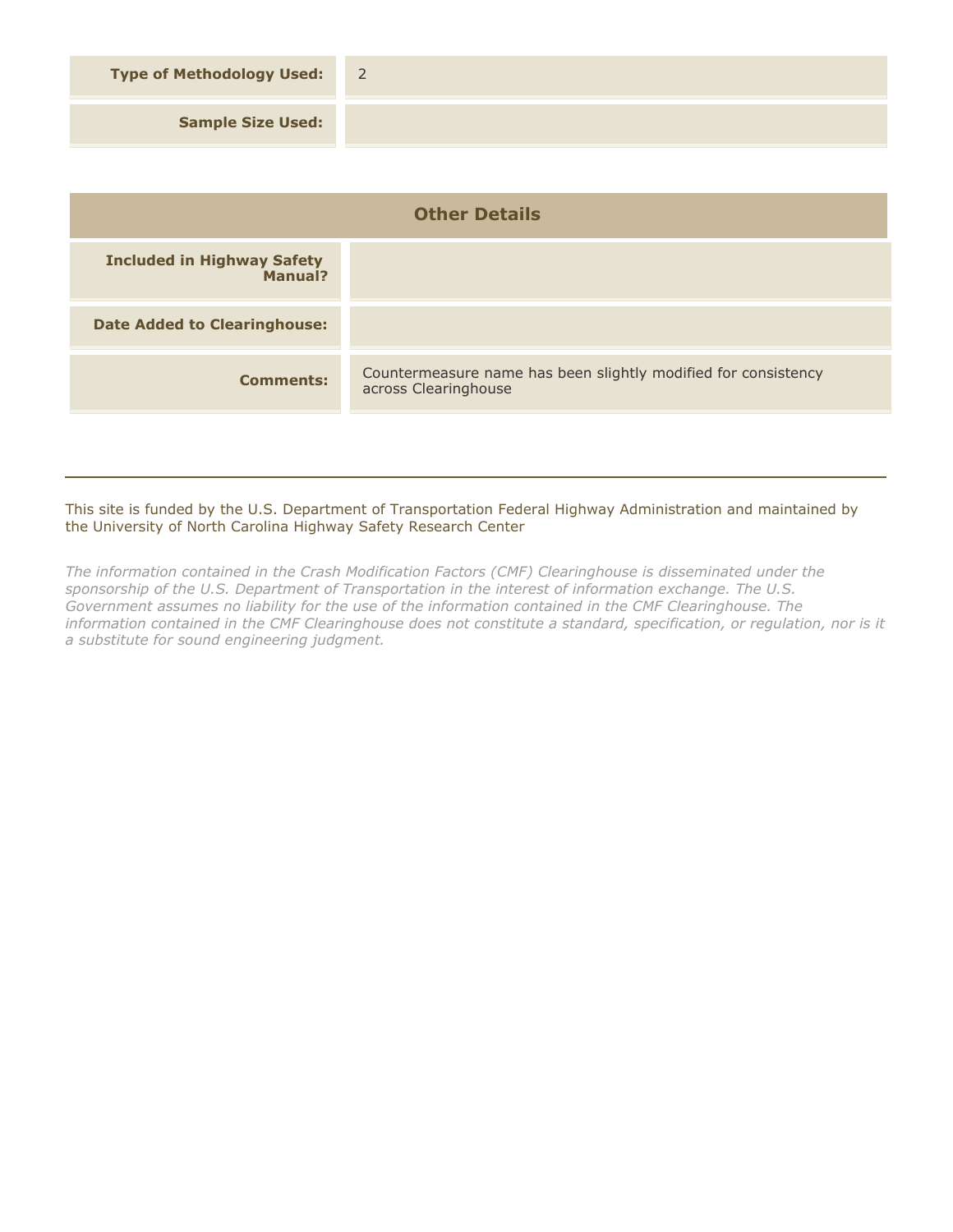| | |
|---|---|
| **Type of Methodology Used:** | 2 |
| **Sample Size Used:** | |

## Other Details

| | |
|---|---|
| **Included in Highway Safety Manual?** | |
| **Date Added to Clearinghouse:** | |
| **Comments:** | Countermeasure name has been slightly modified for consistency across Clearinghouse |

---

This site is funded by the U.S. Department of Transportation Federal Highway Administration and maintained by the University of North Carolina Highway Safety Research Center

*The information contained in the Crash Modification Factors (CMF) Clearinghouse is disseminated under the sponsorship of the U.S. Department of Transportation in the interest of information exchange. The U.S. Government assumes no liability for the use of the information contained in the CMF Clearinghouse. The information contained in the CMF Clearinghouse does not constitute a standard, specification, or regulation, nor is it a substitute for sound engineering judgment.*